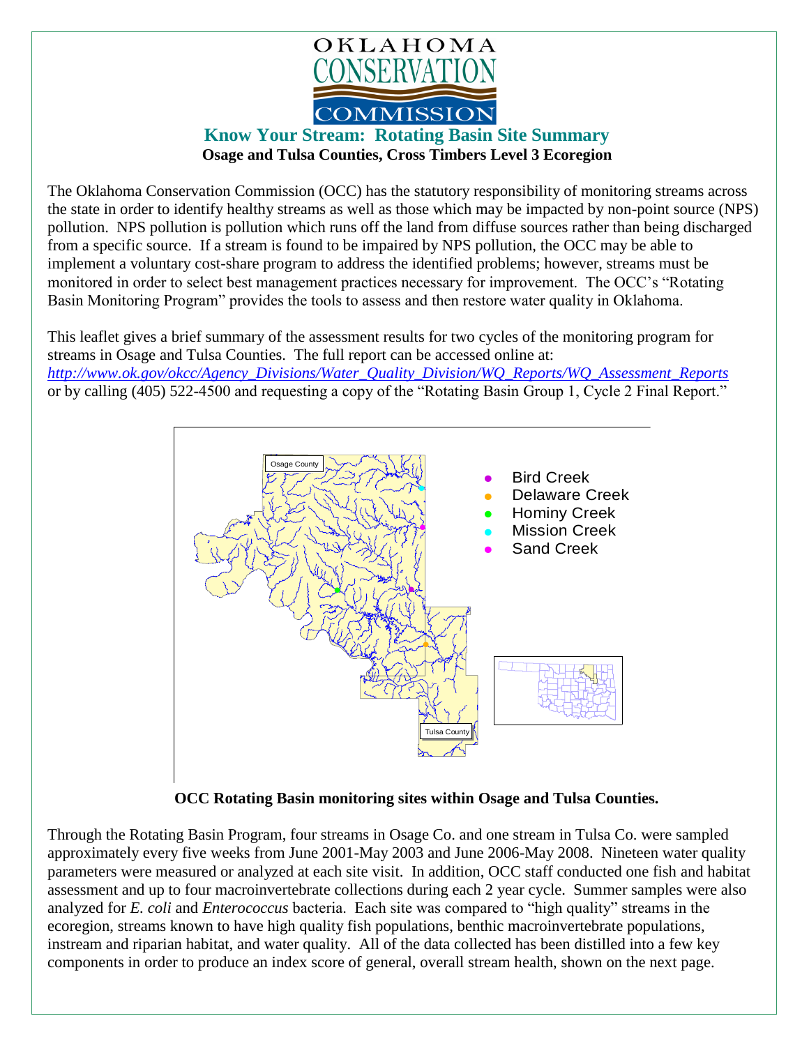# OKLAHOMA CONSERVATION COMMISSION

## Know Your Stream: Rotating Basin Site Summary

**Osage and Tulsa Counties, Cross Timbers Level 3 Ecoregion**

The Oklahoma Conservation Commission (OCC) has the statutory responsibility of monitoring streams across the state in order to identify healthy streams as well as those which may be impacted by non-point source (NPS) pollution. NPS pollution is pollution which runs off the land from diffuse sources rather than being discharged from a specific source. If a stream is found to be impaired by NPS pollution, the OCC may be able to implement a voluntary cost-share program to address the identified problems; however, streams must be monitored in order to select best management practices necessary for improvement. The OCC's "Rotating Basin Monitoring Program" provides the tools to assess and then restore water quality in Oklahoma.

This leaflet gives a brief summary of the assessment results for two cycles of the monitoring program for streams in Osage and Tulsa Counties. The full report can be accessed online at: *http://www.ok.gov/okcc/Agency_Divisions/Water_Quality_Division/WQ_Reports/WQ_Assessment_Reports* or by calling (405) 522-4500 and requesting a copy of the "Rotating Basin Group 1, Cycle 2 Final Report."

Osage County

Tulsa County

- Bird Creek
- Delaware Creek
- Hominy Creek
- Mission Creek
- Sand Creek

**OCC Rotating Basin monitoring sites within Osage and Tulsa Counties.**

Through the Rotating Basin Program, four streams in Osage Co. and one stream in Tulsa Co. were sampled approximately every five weeks from June 2001-May 2003 and June 2006-May 2008. Nineteen water quality parameters were measured or analyzed at each site visit. In addition, OCC staff conducted one fish and habitat assessment and up to four macroinvertebrate collections during each 2 year cycle. Summer samples were also analyzed for *E. coli* and *Enterococcus* bacteria. Each site was compared to "high quality" streams in the ecoregion, streams known to have high quality fish populations, benthic macroinvertebrate populations, instream and riparian habitat, and water quality. All of the data collected has been distilled into a few key components in order to produce an index score of general, overall stream health, shown on the next page.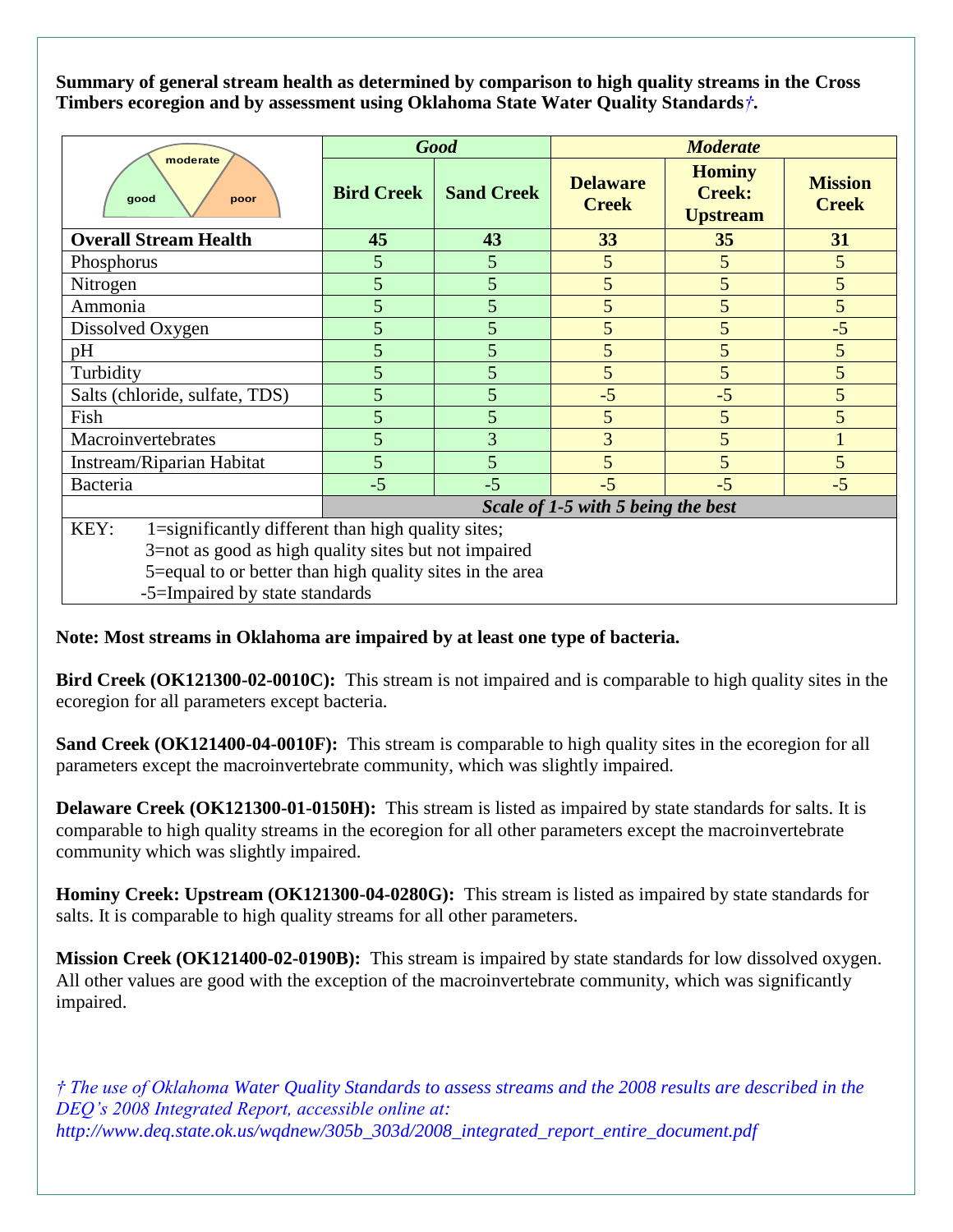**Summary of general stream health as determined by comparison to high quality streams in the Cross Timbers ecoregion and by assessment using Oklahoma State Water Quality Standards*†*.**

| | *Good* | | *Moderate* | | |
|---|---|---|---|---|---|
| | **Bird Creek** | **Sand Creek** | **Delaware Creek** | **Hominy Creek: Upstream** | **Mission Creek** |
| **Overall Stream Health** | **45** | **43** | **33** | **35** | **31** |
| Phosphorus | 5 | 5 | 5 | 5 | 5 |
| Nitrogen | 5 | 5 | 5 | 5 | 5 |
| Ammonia | 5 | 5 | 5 | 5 | 5 |
| Dissolved Oxygen | 5 | 5 | 5 | 5 | -5 |
| pH | 5 | 5 | 5 | 5 | 5 |
| Turbidity | 5 | 5 | 5 | 5 | 5 |
| Salts (chloride, sulfate, TDS) | 5 | 5 | -5 | -5 | 5 |
| Fish | 5 | 5 | 5 | 5 | 5 |
| Macroinvertebrates | 5 | 3 | 3 | 5 | 1 |
| Instream/Riparian Habitat | 5 | 5 | 5 | 5 | 5 |
| Bacteria | -5 | -5 | -5 | -5 | -5 |
| | ***Scale of 1-5 with 5 being the best*** | | | | |

KEY:
- 1=significantly different than high quality sites;
- 3=not as good as high quality sites but not impaired
- 5=equal to or better than high quality sites in the area
- -5=Impaired by state standards

**Note: Most streams in Oklahoma are impaired by at least one type of bacteria.**

**Bird Creek (OK121300-02-0010C):** This stream is not impaired and is comparable to high quality sites in the ecoregion for all parameters except bacteria.

**Sand Creek (OK121400-04-0010F):** This stream is comparable to high quality sites in the ecoregion for all parameters except the macroinvertebrate community, which was slightly impaired.

**Delaware Creek (OK121300-01-0150H):** This stream is listed as impaired by state standards for salts. It is comparable to high quality streams in the ecoregion for all other parameters except the macroinvertebrate community which was slightly impaired.

**Hominy Creek: Upstream (OK121300-04-0280G):** This stream is listed as impaired by state standards for salts. It is comparable to high quality streams for all other parameters.

**Mission Creek (OK121400-02-0190B):** This stream is impaired by state standards for low dissolved oxygen. All other values are good with the exception of the macroinvertebrate community, which was significantly impaired.

*† The use of Oklahoma Water Quality Standards to assess streams and the 2008 results are described in the DEQ's 2008 Integrated Report, accessible online at: http://www.deq.state.ok.us/wqdnew/305b_303d/2008_integrated_report_entire_document.pdf*